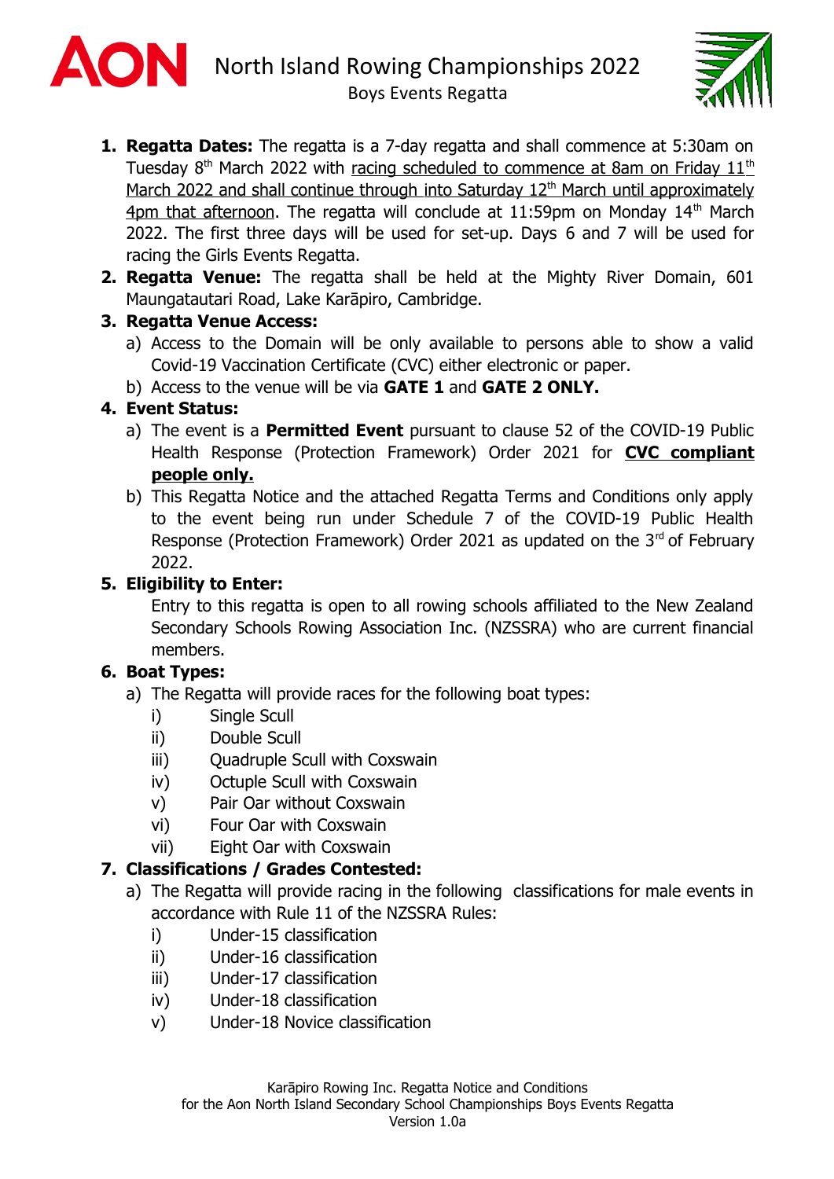# North Island Rowing Championships 2022

## Boys Events Regatta

1. **Regatta Dates:** The regatta is a 7-day regatta and shall commence at 5:30am on Tuesday 8th March 2022 with racing scheduled to commence at 8am on Friday 11th March 2022 and shall continue through into Saturday 12th March until approximately 4pm that afternoon. The regatta will conclude at 11:59pm on Monday 14th March 2022. The first three days will be used for set-up. Days 6 and 7 will be used for racing the Girls Events Regatta.
2. **Regatta Venue:** The regatta shall be held at the Mighty River Domain, 601 Maungatautari Road, Lake Karāpiro, Cambridge.
3. **Regatta Venue Access:**
   a) Access to the Domain will be only available to persons able to show a valid Covid-19 Vaccination Certificate (CVC) either electronic or paper.
   b) Access to the venue will be via **GATE 1** and **GATE 2 ONLY.**
4. **Event Status:**
   a) The event is a **Permitted Event** pursuant to clause 52 of the COVID-19 Public Health Response (Protection Framework) Order 2021 for **CVC compliant people only.**
   b) This Regatta Notice and the attached Regatta Terms and Conditions only apply to the event being run under Schedule 7 of the COVID-19 Public Health Response (Protection Framework) Order 2021 as updated on the 3rd of February 2022.
5. **Eligibility to Enter:**
   Entry to this regatta is open to all rowing schools affiliated to the New Zealand Secondary Schools Rowing Association Inc. (NZSSRA) who are current financial members.
6. **Boat Types:**
   a) The Regatta will provide races for the following boat types:
      i) Single Scull
      ii) Double Scull
      iii) Quadruple Scull with Coxswain
      iv) Octuple Scull with Coxswain
      v) Pair Oar without Coxswain
      vi) Four Oar with Coxswain
      vii) Eight Oar with Coxswain
7. **Classifications / Grades Contested:**
   a) The Regatta will provide racing in the following classifications for male events in accordance with Rule 11 of the NZSSRA Rules:
      i) Under-15 classification
      ii) Under-16 classification
      iii) Under-17 classification
      iv) Under-18 classification
      v) Under-18 Novice classification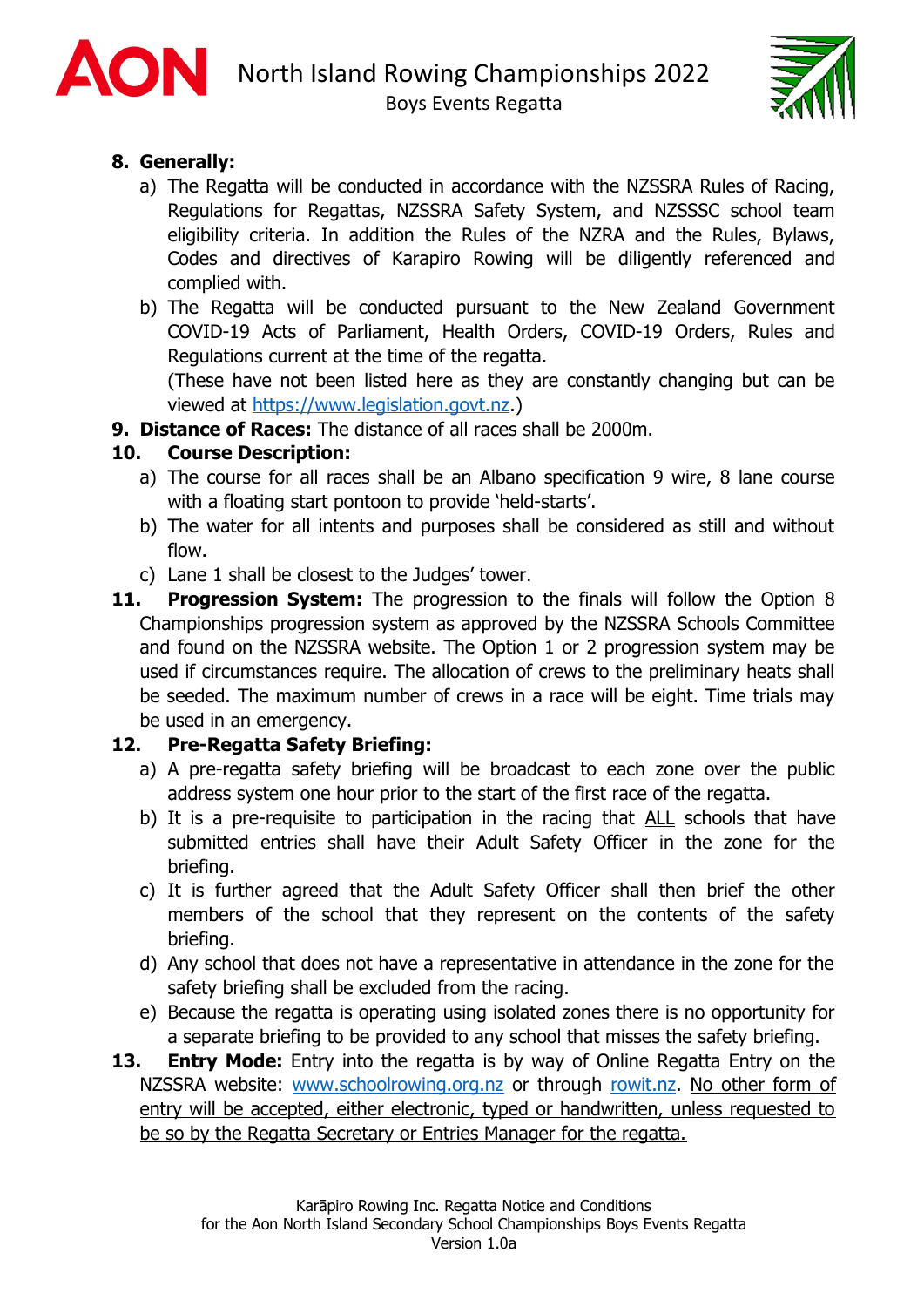**8. Generally:**

a) The Regatta will be conducted in accordance with the NZSSRA Rules of Racing, Regulations for Regattas, NZSSRA Safety System, and NZSSSC school team eligibility criteria. In addition the Rules of the NZRA and the Rules, Bylaws, Codes and directives of Karapiro Rowing will be diligently referenced and complied with.

b) The Regatta will be conducted pursuant to the New Zealand Government COVID-19 Acts of Parliament, Health Orders, COVID-19 Orders, Rules and Regulations current at the time of the regatta.
(These have not been listed here as they are constantly changing but can be viewed at https://www.legislation.govt.nz.)

**9. Distance of Races:** The distance of all races shall be 2000m.

**10. Course Description:**

a) The course for all races shall be an Albano specification 9 wire, 8 lane course with a floating start pontoon to provide 'held-starts'.

b) The water for all intents and purposes shall be considered as still and without flow.

c) Lane 1 shall be closest to the Judges' tower.

**11. Progression System:** The progression to the finals will follow the Option 8 Championships progression system as approved by the NZSSRA Schools Committee and found on the NZSSRA website. The Option 1 or 2 progression system may be used if circumstances require. The allocation of crews to the preliminary heats shall be seeded. The maximum number of crews in a race will be eight. Time trials may be used in an emergency.

**12. Pre-Regatta Safety Briefing:**

a) A pre-regatta safety briefing will be broadcast to each zone over the public address system one hour prior to the start of the first race of the regatta.

b) It is a pre-requisite to participation in the racing that ALL schools that have submitted entries shall have their Adult Safety Officer in the zone for the briefing.

c) It is further agreed that the Adult Safety Officer shall then brief the other members of the school that they represent on the contents of the safety briefing.

d) Any school that does not have a representative in attendance in the zone for the safety briefing shall be excluded from the racing.

e) Because the regatta is operating using isolated zones there is no opportunity for a separate briefing to be provided to any school that misses the safety briefing.

**13. Entry Mode:** Entry into the regatta is by way of Online Regatta Entry on the NZSSRA website: www.schoolrowing.org.nz or through rowit.nz. No other form of entry will be accepted, either electronic, typed or handwritten, unless requested to be so by the Regatta Secretary or Entries Manager for the regatta.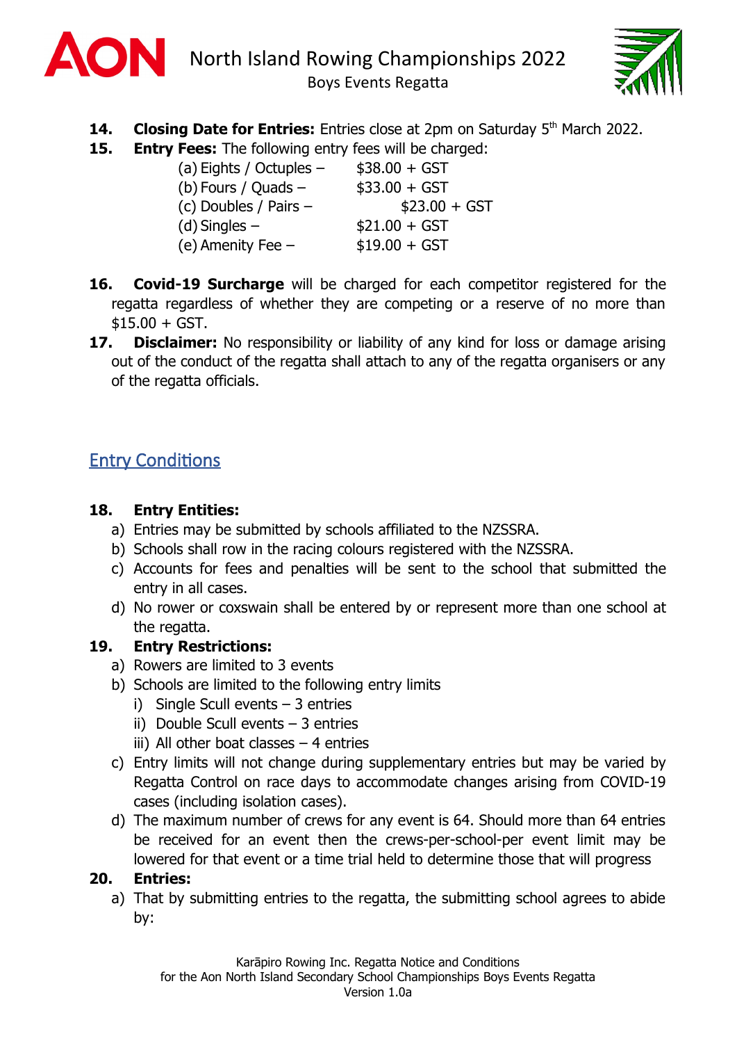14. **Closing Date for Entries:** Entries close at 2pm on Saturday 5th March 2022.

15. **Entry Fees:** The following entry fees will be charged:

    (a) Eights / Octuples – $38.00 + GST
    (b) Fours / Quads – $33.00 + GST
    (c) Doubles / Pairs – $23.00 + GST
    (d) Singles – $21.00 + GST
    (e) Amenity Fee – $19.00 + GST

16. **Covid-19 Surcharge** will be charged for each competitor registered for the regatta regardless of whether they are competing or a reserve of no more than $15.00 + GST.

17. **Disclaimer:** No responsibility or liability of any kind for loss or damage arising out of the conduct of the regatta shall attach to any of the regatta organisers or any of the regatta officials.

## Entry Conditions

18. **Entry Entities:**
    a) Entries may be submitted by schools affiliated to the NZSSRA.
    b) Schools shall row in the racing colours registered with the NZSSRA.
    c) Accounts for fees and penalties will be sent to the school that submitted the entry in all cases.
    d) No rower or coxswain shall be entered by or represent more than one school at the regatta.

19. **Entry Restrictions:**
    a) Rowers are limited to 3 events
    b) Schools are limited to the following entry limits
       i) Single Scull events – 3 entries
       ii) Double Scull events – 3 entries
       iii) All other boat classes – 4 entries
    c) Entry limits will not change during supplementary entries but may be varied by Regatta Control on race days to accommodate changes arising from COVID-19 cases (including isolation cases).
    d) The maximum number of crews for any event is 64. Should more than 64 entries be received for an event then the crews-per-school-per event limit may be lowered for that event or a time trial held to determine those that will progress

20. **Entries:**
    a) That by submitting entries to the regatta, the submitting school agrees to abide by: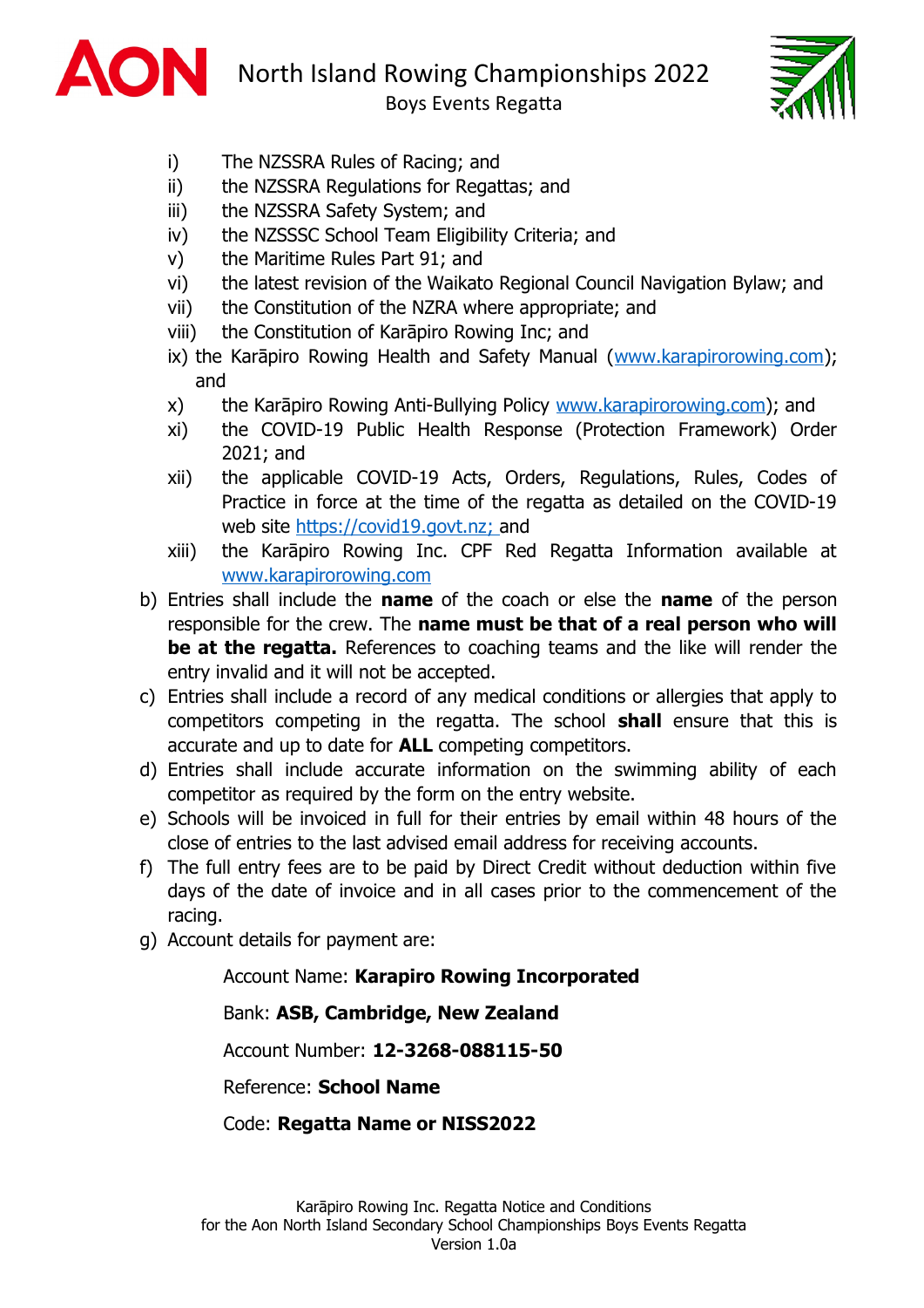i) The NZSSRA Rules of Racing; and
ii) the NZSSRA Regulations for Regattas; and
iii) the NZSSRA Safety System; and
iv) the NZSSSC School Team Eligibility Criteria; and
v) the Maritime Rules Part 91; and
vi) the latest revision of the Waikato Regional Council Navigation Bylaw; and
vii) the Constitution of the NZRA where appropriate; and
viii) the Constitution of Karāpiro Rowing Inc; and
ix) the Karāpiro Rowing Health and Safety Manual (www.karapirorowing.com); and
x) the Karāpiro Rowing Anti-Bullying Policy www.karapirorowing.com); and
xi) the COVID-19 Public Health Response (Protection Framework) Order 2021; and
xii) the applicable COVID-19 Acts, Orders, Regulations, Rules, Codes of Practice in force at the time of the regatta as detailed on the COVID-19 web site https://covid19.govt.nz; and
xiii) the Karāpiro Rowing Inc. CPF Red Regatta Information available at www.karapirorowing.com

b) Entries shall include the **name** of the coach or else the **name** of the person responsible for the crew. The **name must be that of a real person who will be at the regatta.** References to coaching teams and the like will render the entry invalid and it will not be accepted.
c) Entries shall include a record of any medical conditions or allergies that apply to competitors competing in the regatta. The school **shall** ensure that this is accurate and up to date for **ALL** competing competitors.
d) Entries shall include accurate information on the swimming ability of each competitor as required by the form on the entry website.
e) Schools will be invoiced in full for their entries by email within 48 hours of the close of entries to the last advised email address for receiving accounts.
f) The full entry fees are to be paid by Direct Credit without deduction within five days of the date of invoice and in all cases prior to the commencement of the racing.
g) Account details for payment are:

Account Name: **Karapiro Rowing Incorporated**

Bank: **ASB, Cambridge, New Zealand**

Account Number: **12-3268-088115-50**

Reference: **School Name**

Code: **Regatta Name or NISS2022**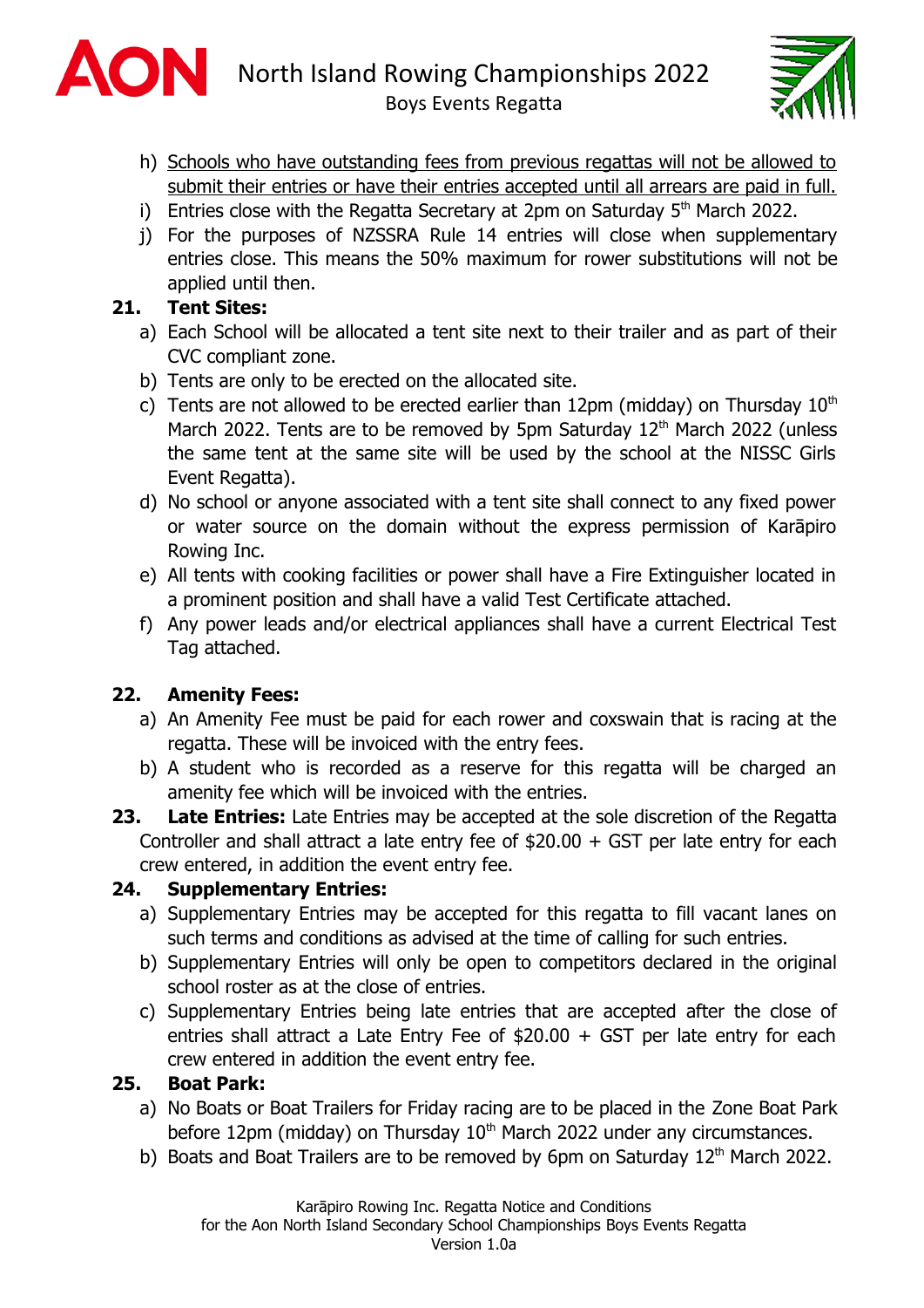h) <u>Schools who have outstanding fees from previous regattas will not be allowed to submit their entries or have their entries accepted until all arrears are paid in full.</u>
i) Entries close with the Regatta Secretary at 2pm on Saturday 5th March 2022.
j) For the purposes of NZSSRA Rule 14 entries will close when supplementary entries close. This means the 50% maximum for rower substitutions will not be applied until then.

**21. Tent Sites:**

a) Each School will be allocated a tent site next to their trailer and as part of their CVC compliant zone.
b) Tents are only to be erected on the allocated site.
c) Tents are not allowed to be erected earlier than 12pm (midday) on Thursday 10th March 2022. Tents are to be removed by 5pm Saturday 12th March 2022 (unless the same tent at the same site will be used by the school at the NISSC Girls Event Regatta).
d) No school or anyone associated with a tent site shall connect to any fixed power or water source on the domain without the express permission of Karāpiro Rowing Inc.
e) All tents with cooking facilities or power shall have a Fire Extinguisher located in a prominent position and shall have a valid Test Certificate attached.
f) Any power leads and/or electrical appliances shall have a current Electrical Test Tag attached.

**22. Amenity Fees:**

a) An Amenity Fee must be paid for each rower and coxswain that is racing at the regatta. These will be invoiced with the entry fees.
b) A student who is recorded as a reserve for this regatta will be charged an amenity fee which will be invoiced with the entries.

**23. Late Entries:** Late Entries may be accepted at the sole discretion of the Regatta Controller and shall attract a late entry fee of $20.00 + GST per late entry for each crew entered, in addition the event entry fee.

**24. Supplementary Entries:**

a) Supplementary Entries may be accepted for this regatta to fill vacant lanes on such terms and conditions as advised at the time of calling for such entries.
b) Supplementary Entries will only be open to competitors declared in the original school roster as at the close of entries.
c) Supplementary Entries being late entries that are accepted after the close of entries shall attract a Late Entry Fee of $20.00 + GST per late entry for each crew entered in addition the event entry fee.

**25. Boat Park:**

a) No Boats or Boat Trailers for Friday racing are to be placed in the Zone Boat Park before 12pm (midday) on Thursday 10th March 2022 under any circumstances.
b) Boats and Boat Trailers are to be removed by 6pm on Saturday 12th March 2022.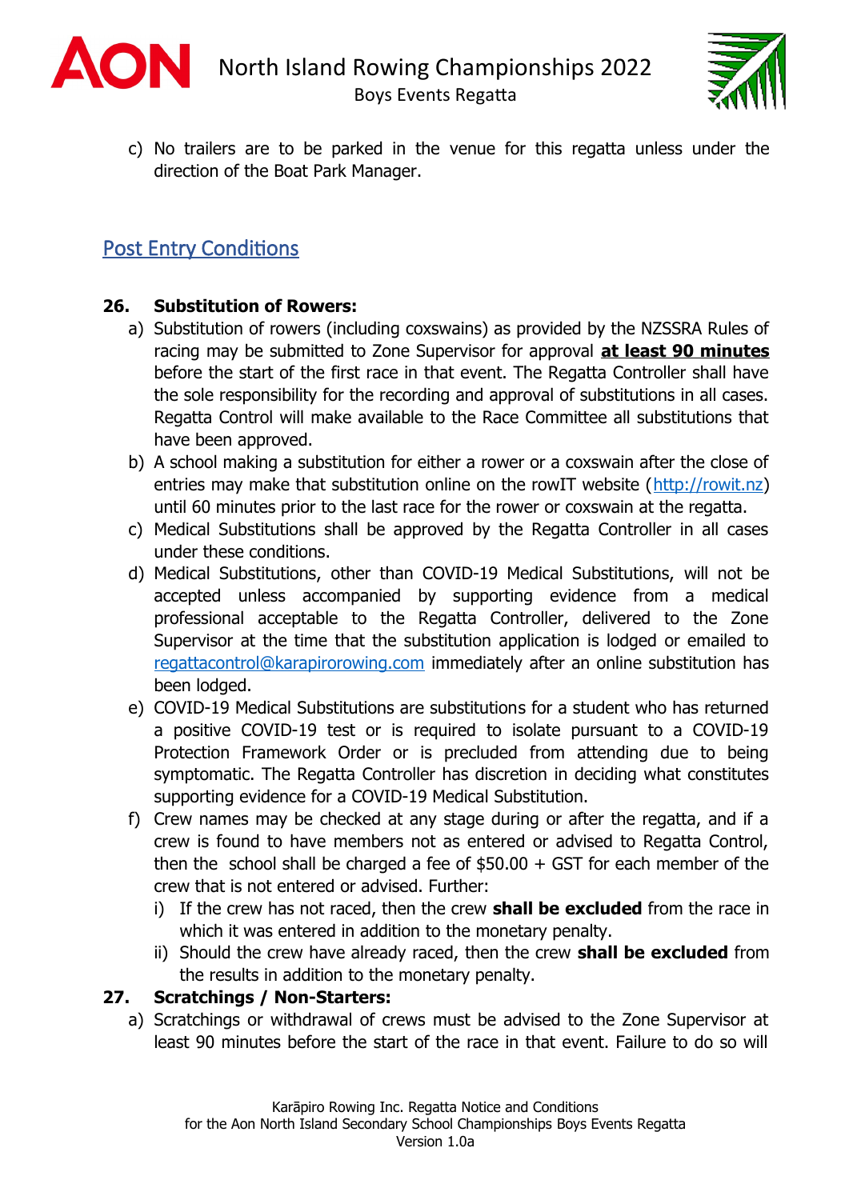c) No trailers are to be parked in the venue for this regatta unless under the direction of the Boat Park Manager.

## Post Entry Conditions

### 26. Substitution of Rowers:

a) Substitution of rowers (including coxswains) as provided by the NZSSRA Rules of racing may be submitted to Zone Supervisor for approval **at least 90 minutes** before the start of the first race in that event. The Regatta Controller shall have the sole responsibility for the recording and approval of substitutions in all cases. Regatta Control will make available to the Race Committee all substitutions that have been approved.

b) A school making a substitution for either a rower or a coxswain after the close of entries may make that substitution online on the rowIT website (http://rowit.nz) until 60 minutes prior to the last race for the rower or coxswain at the regatta.

c) Medical Substitutions shall be approved by the Regatta Controller in all cases under these conditions.

d) Medical Substitutions, other than COVID-19 Medical Substitutions, will not be accepted unless accompanied by supporting evidence from a medical professional acceptable to the Regatta Controller, delivered to the Zone Supervisor at the time that the substitution application is lodged or emailed to regattacontrol@karapirorowing.com immediately after an online substitution has been lodged.

e) COVID-19 Medical Substitutions are substitutions for a student who has returned a positive COVID-19 test or is required to isolate pursuant to a COVID-19 Protection Framework Order or is precluded from attending due to being symptomatic. The Regatta Controller has discretion in deciding what constitutes supporting evidence for a COVID-19 Medical Substitution.

f) Crew names may be checked at any stage during or after the regatta, and if a crew is found to have members not as entered or advised to Regatta Control, then the school shall be charged a fee of $50.00 + GST for each member of the crew that is not entered or advised. Further:

   i) If the crew has not raced, then the crew **shall be excluded** from the race in which it was entered in addition to the monetary penalty.

   ii) Should the crew have already raced, then the crew **shall be excluded** from the results in addition to the monetary penalty.

### 27. Scratchings / Non-Starters:

a) Scratchings or withdrawal of crews must be advised to the Zone Supervisor at least 90 minutes before the start of the race in that event. Failure to do so will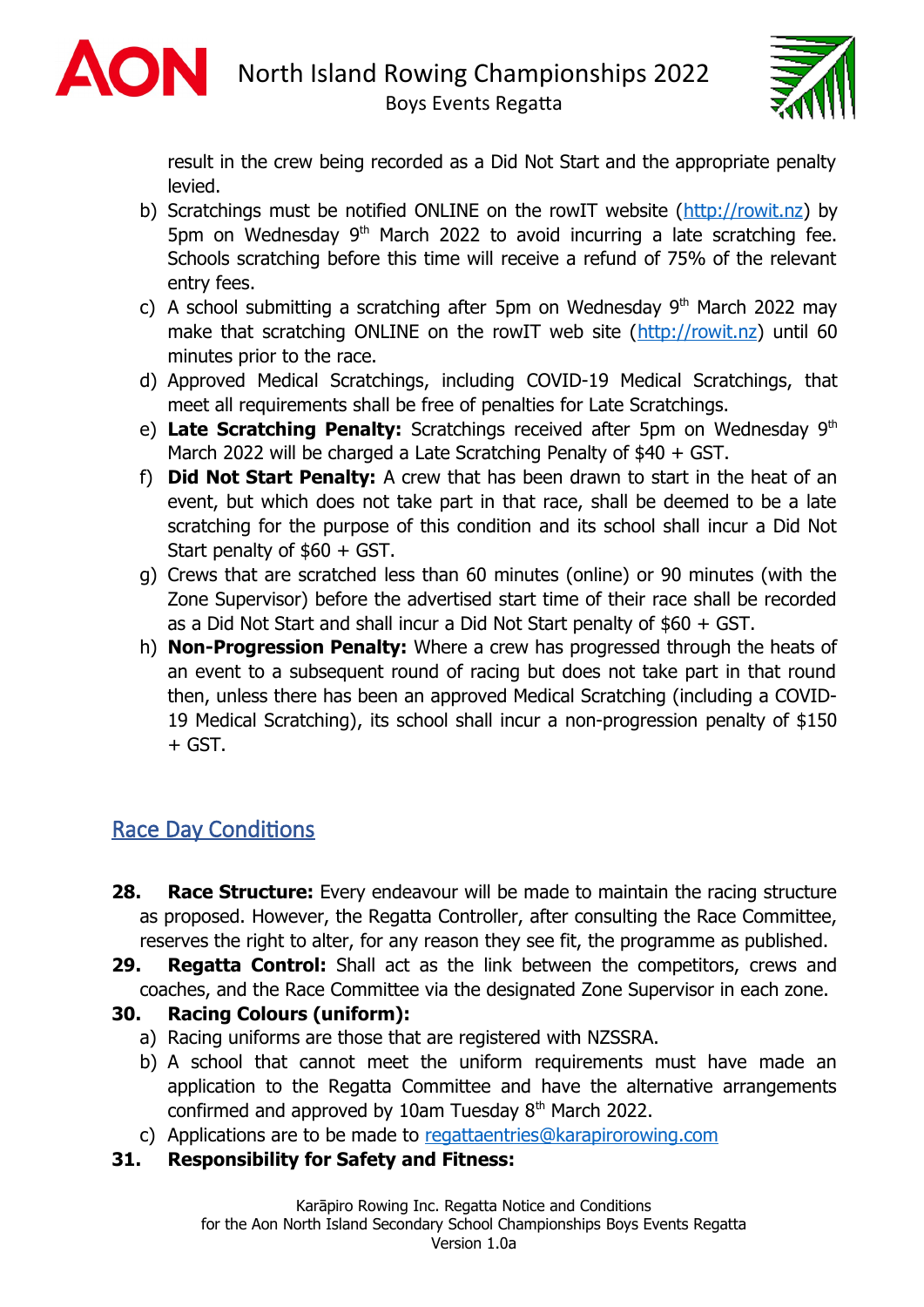result in the crew being recorded as a Did Not Start and the appropriate penalty levied.

b) Scratchings must be notified ONLINE on the rowIT website (http://rowit.nz) by 5pm on Wednesday 9th March 2022 to avoid incurring a late scratching fee. Schools scratching before this time will receive a refund of 75% of the relevant entry fees.

c) A school submitting a scratching after 5pm on Wednesday 9th March 2022 may make that scratching ONLINE on the rowIT web site (http://rowit.nz) until 60 minutes prior to the race.

d) Approved Medical Scratchings, including COVID-19 Medical Scratchings, that meet all requirements shall be free of penalties for Late Scratchings.

e) **Late Scratching Penalty:** Scratchings received after 5pm on Wednesday 9th March 2022 will be charged a Late Scratching Penalty of $40 + GST.

f) **Did Not Start Penalty:** A crew that has been drawn to start in the heat of an event, but which does not take part in that race, shall be deemed to be a late scratching for the purpose of this condition and its school shall incur a Did Not Start penalty of $60 + GST.

g) Crews that are scratched less than 60 minutes (online) or 90 minutes (with the Zone Supervisor) before the advertised start time of their race shall be recorded as a Did Not Start and shall incur a Did Not Start penalty of $60 + GST.

h) **Non-Progression Penalty:** Where a crew has progressed through the heats of an event to a subsequent round of racing but does not take part in that round then, unless there has been an approved Medical Scratching (including a COVID-19 Medical Scratching), its school shall incur a non-progression penalty of $150 + GST.

## Race Day Conditions

**28. Race Structure:** Every endeavour will be made to maintain the racing structure as proposed. However, the Regatta Controller, after consulting the Race Committee, reserves the right to alter, for any reason they see fit, the programme as published.

**29. Regatta Control:** Shall act as the link between the competitors, crews and coaches, and the Race Committee via the designated Zone Supervisor in each zone.

**30. Racing Colours (uniform):**

a) Racing uniforms are those that are registered with NZSSRA.

b) A school that cannot meet the uniform requirements must have made an application to the Regatta Committee and have the alternative arrangements confirmed and approved by 10am Tuesday 8th March 2022.

c) Applications are to be made to regattaentries@karapirorowing.com

**31. Responsibility for Safety and Fitness:**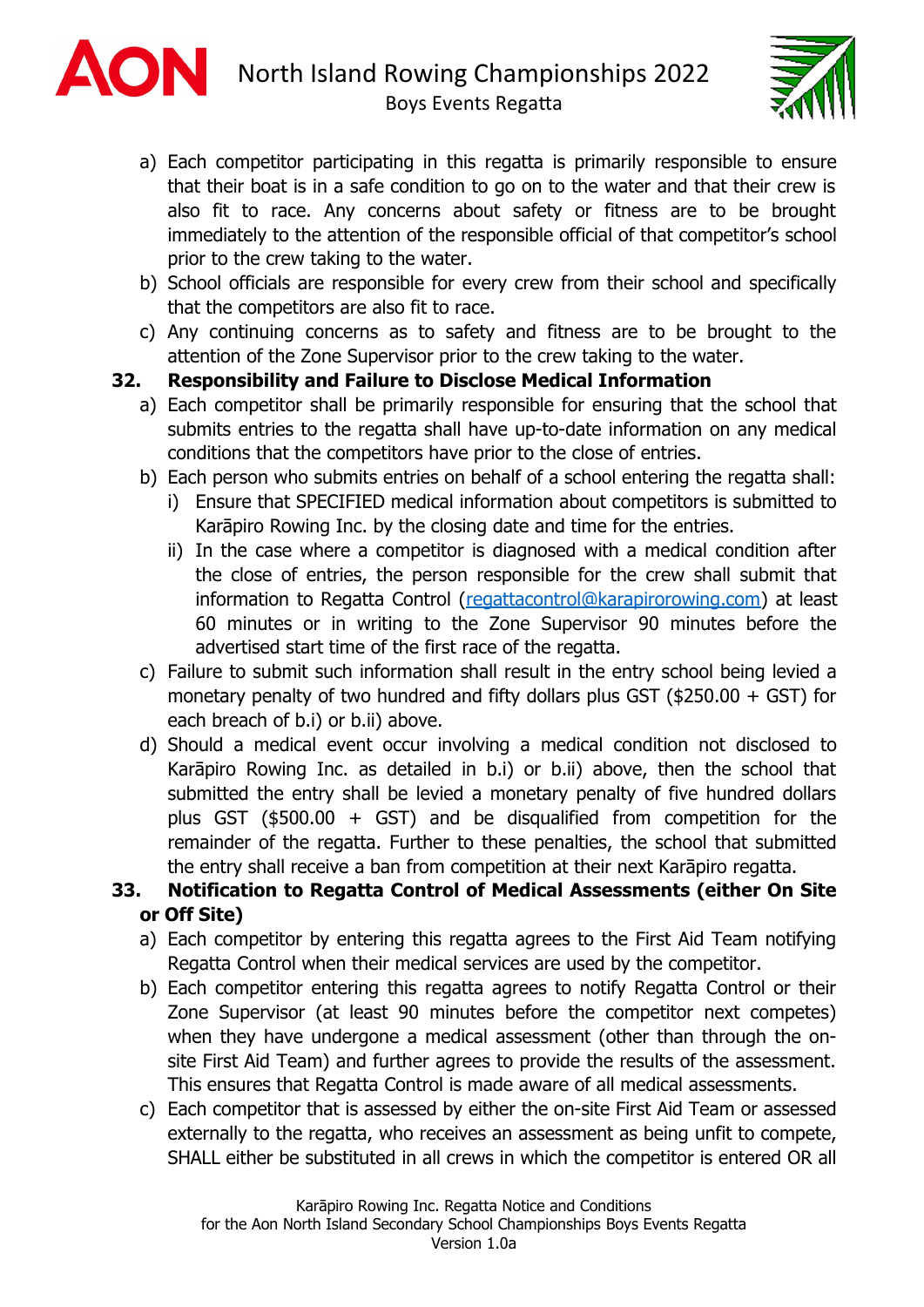a) Each competitor participating in this regatta is primarily responsible to ensure that their boat is in a safe condition to go on to the water and that their crew is also fit to race. Any concerns about safety or fitness are to be brought immediately to the attention of the responsible official of that competitor's school prior to the crew taking to the water.
b) School officials are responsible for every crew from their school and specifically that the competitors are also fit to race.
c) Any continuing concerns as to safety and fitness are to be brought to the attention of the Zone Supervisor prior to the crew taking to the water.

**32. Responsibility and Failure to Disclose Medical Information**

a) Each competitor shall be primarily responsible for ensuring that the school that submits entries to the regatta shall have up-to-date information on any medical conditions that the competitors have prior to the close of entries.
b) Each person who submits entries on behalf of a school entering the regatta shall:
   i) Ensure that SPECIFIED medical information about competitors is submitted to Karāpiro Rowing Inc. by the closing date and time for the entries.
   ii) In the case where a competitor is diagnosed with a medical condition after the close of entries, the person responsible for the crew shall submit that information to Regatta Control (regattacontrol@karapirorowing.com) at least 60 minutes or in writing to the Zone Supervisor 90 minutes before the advertised start time of the first race of the regatta.
c) Failure to submit such information shall result in the entry school being levied a monetary penalty of two hundred and fifty dollars plus GST ($250.00 + GST) for each breach of b.i) or b.ii) above.
d) Should a medical event occur involving a medical condition not disclosed to Karāpiro Rowing Inc. as detailed in b.i) or b.ii) above, then the school that submitted the entry shall be levied a monetary penalty of five hundred dollars plus GST ($500.00 + GST) and be disqualified from competition for the remainder of the regatta. Further to these penalties, the school that submitted the entry shall receive a ban from competition at their next Karāpiro regatta.

**33. Notification to Regatta Control of Medical Assessments (either On Site or Off Site)**

a) Each competitor by entering this regatta agrees to the First Aid Team notifying Regatta Control when their medical services are used by the competitor.
b) Each competitor entering this regatta agrees to notify Regatta Control or their Zone Supervisor (at least 90 minutes before the competitor next competes) when they have undergone a medical assessment (other than through the on-site First Aid Team) and further agrees to provide the results of the assessment. This ensures that Regatta Control is made aware of all medical assessments.
c) Each competitor that is assessed by either the on-site First Aid Team or assessed externally to the regatta, who receives an assessment as being unfit to compete, SHALL either be substituted in all crews in which the competitor is entered OR all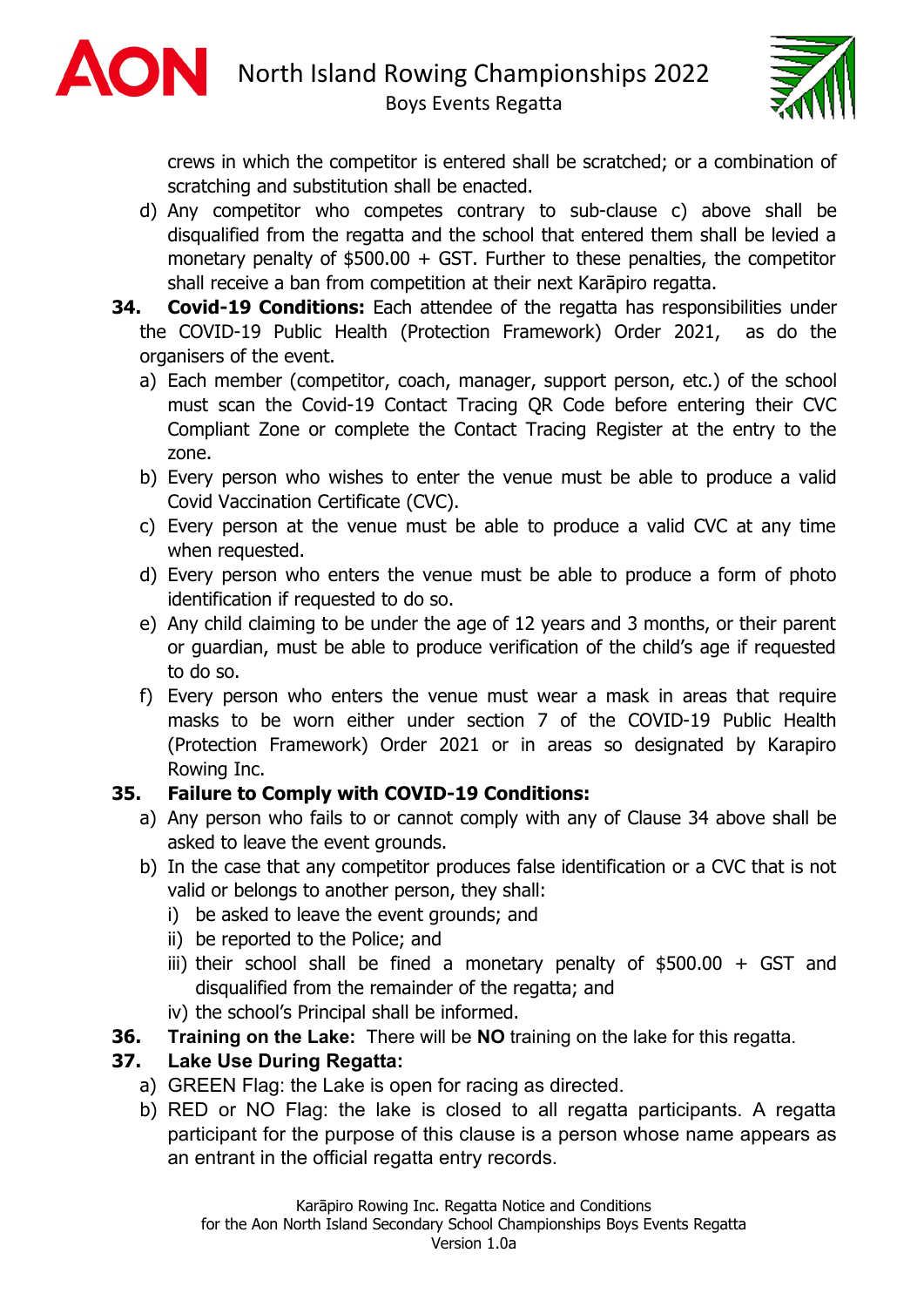crews in which the competitor is entered shall be scratched; or a combination of scratching and substitution shall be enacted.

d) Any competitor who competes contrary to sub-clause c) above shall be disqualified from the regatta and the school that entered them shall be levied a monetary penalty of $500.00 + GST. Further to these penalties, the competitor shall receive a ban from competition at their next Karāpiro regatta.

**34. Covid-19 Conditions:** Each attendee of the regatta has responsibilities under the COVID-19 Public Health (Protection Framework) Order 2021, as do the organisers of the event.

a) Each member (competitor, coach, manager, support person, etc.) of the school must scan the Covid-19 Contact Tracing QR Code before entering their CVC Compliant Zone or complete the Contact Tracing Register at the entry to the zone.
b) Every person who wishes to enter the venue must be able to produce a valid Covid Vaccination Certificate (CVC).
c) Every person at the venue must be able to produce a valid CVC at any time when requested.
d) Every person who enters the venue must be able to produce a form of photo identification if requested to do so.
e) Any child claiming to be under the age of 12 years and 3 months, or their parent or guardian, must be able to produce verification of the child's age if requested to do so.
f) Every person who enters the venue must wear a mask in areas that require masks to be worn either under section 7 of the COVID-19 Public Health (Protection Framework) Order 2021 or in areas so designated by Karapiro Rowing Inc.

**35. Failure to Comply with COVID-19 Conditions:**

a) Any person who fails to or cannot comply with any of Clause 34 above shall be asked to leave the event grounds.
b) In the case that any competitor produces false identification or a CVC that is not valid or belongs to another person, they shall:
   i) be asked to leave the event grounds; and
   ii) be reported to the Police; and
   iii) their school shall be fined a monetary penalty of $500.00 + GST and disqualified from the remainder of the regatta; and
   iv) the school's Principal shall be informed.

**36. Training on the Lake:** There will be **NO** training on the lake for this regatta.

**37. Lake Use During Regatta:**

a) GREEN Flag: the Lake is open for racing as directed.
b) RED or NO Flag: the lake is closed to all regatta participants. A regatta participant for the purpose of this clause is a person whose name appears as an entrant in the official regatta entry records.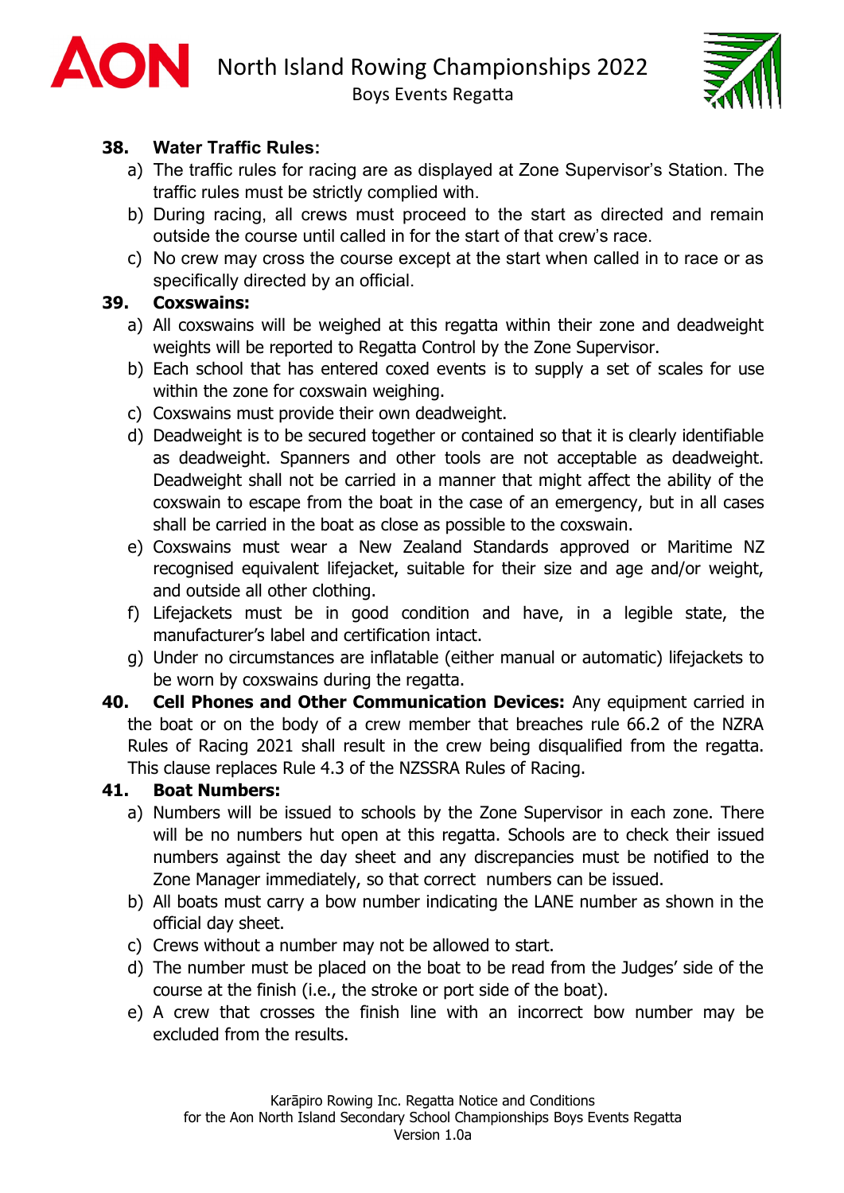**38. Water Traffic Rules:**

a) The traffic rules for racing are as displayed at Zone Supervisor's Station. The traffic rules must be strictly complied with.

b) During racing, all crews must proceed to the start as directed and remain outside the course until called in for the start of that crew's race.

c) No crew may cross the course except at the start when called in to race or as specifically directed by an official.

**39. Coxswains:**

a) All coxswains will be weighed at this regatta within their zone and deadweight weights will be reported to Regatta Control by the Zone Supervisor.

b) Each school that has entered coxed events is to supply a set of scales for use within the zone for coxswain weighing.

c) Coxswains must provide their own deadweight.

d) Deadweight is to be secured together or contained so that it is clearly identifiable as deadweight. Spanners and other tools are not acceptable as deadweight. Deadweight shall not be carried in a manner that might affect the ability of the coxswain to escape from the boat in the case of an emergency, but in all cases shall be carried in the boat as close as possible to the coxswain.

e) Coxswains must wear a New Zealand Standards approved or Maritime NZ recognised equivalent lifejacket, suitable for their size and age and/or weight, and outside all other clothing.

f) Lifejackets must be in good condition and have, in a legible state, the manufacturer's label and certification intact.

g) Under no circumstances are inflatable (either manual or automatic) lifejackets to be worn by coxswains during the regatta.

**40. Cell Phones and Other Communication Devices:** Any equipment carried in the boat or on the body of a crew member that breaches rule 66.2 of the NZRA Rules of Racing 2021 shall result in the crew being disqualified from the regatta. This clause replaces Rule 4.3 of the NZSSRA Rules of Racing.

**41. Boat Numbers:**

a) Numbers will be issued to schools by the Zone Supervisor in each zone. There will be no numbers hut open at this regatta. Schools are to check their issued numbers against the day sheet and any discrepancies must be notified to the Zone Manager immediately, so that correct numbers can be issued.

b) All boats must carry a bow number indicating the LANE number as shown in the official day sheet.

c) Crews without a number may not be allowed to start.

d) The number must be placed on the boat to be read from the Judges' side of the course at the finish (i.e., the stroke or port side of the boat).

e) A crew that crosses the finish line with an incorrect bow number may be excluded from the results.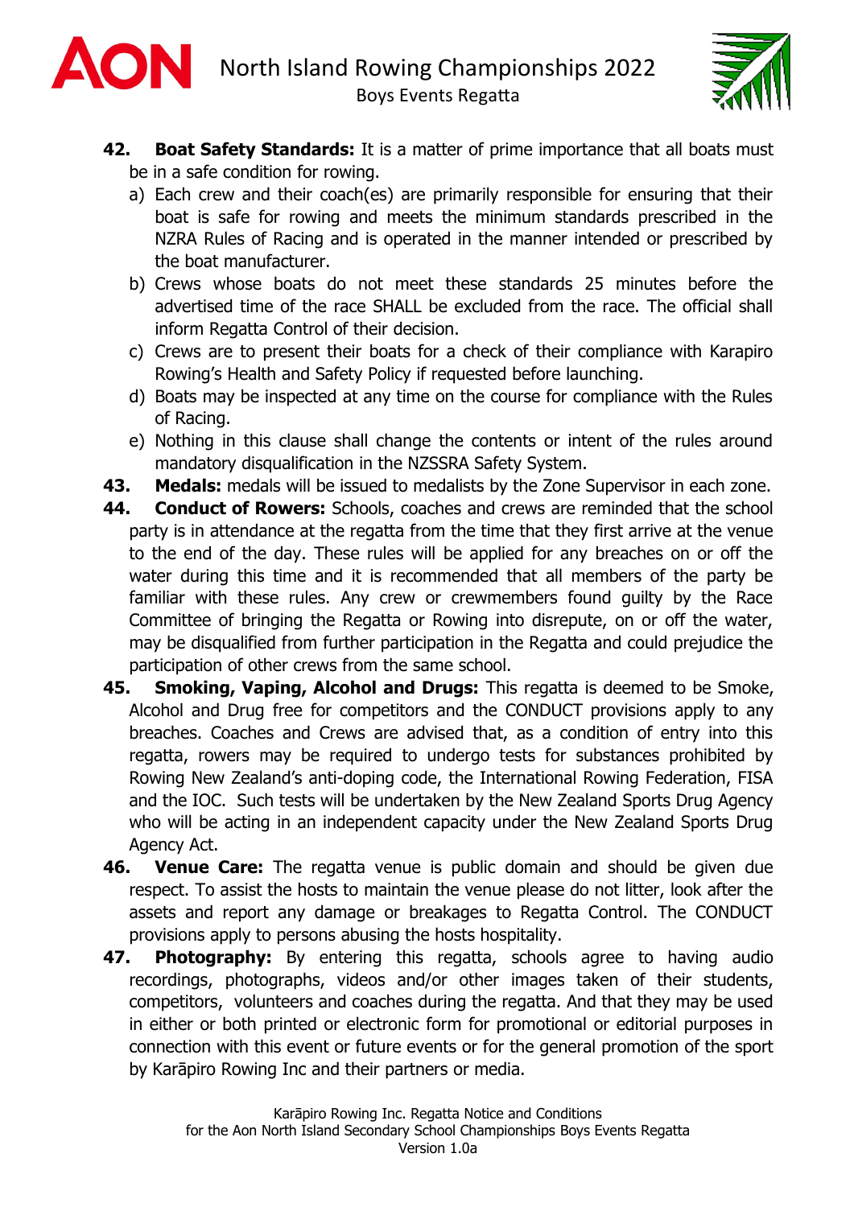**42. Boat Safety Standards:** It is a matter of prime importance that all boats must be in a safe condition for rowing.

a) Each crew and their coach(es) are primarily responsible for ensuring that their boat is safe for rowing and meets the minimum standards prescribed in the NZRA Rules of Racing and is operated in the manner intended or prescribed by the boat manufacturer.

b) Crews whose boats do not meet these standards 25 minutes before the advertised time of the race SHALL be excluded from the race. The official shall inform Regatta Control of their decision.

c) Crews are to present their boats for a check of their compliance with Karapiro Rowing's Health and Safety Policy if requested before launching.

d) Boats may be inspected at any time on the course for compliance with the Rules of Racing.

e) Nothing in this clause shall change the contents or intent of the rules around mandatory disqualification in the NZSSRA Safety System.

**43. Medals:** medals will be issued to medalists by the Zone Supervisor in each zone.

**44. Conduct of Rowers:** Schools, coaches and crews are reminded that the school party is in attendance at the regatta from the time that they first arrive at the venue to the end of the day. These rules will be applied for any breaches on or off the water during this time and it is recommended that all members of the party be familiar with these rules. Any crew or crewmembers found guilty by the Race Committee of bringing the Regatta or Rowing into disrepute, on or off the water, may be disqualified from further participation in the Regatta and could prejudice the participation of other crews from the same school.

**45. Smoking, Vaping, Alcohol and Drugs:** This regatta is deemed to be Smoke, Alcohol and Drug free for competitors and the CONDUCT provisions apply to any breaches. Coaches and Crews are advised that, as a condition of entry into this regatta, rowers may be required to undergo tests for substances prohibited by Rowing New Zealand's anti-doping code, the International Rowing Federation, FISA and the IOC. Such tests will be undertaken by the New Zealand Sports Drug Agency who will be acting in an independent capacity under the New Zealand Sports Drug Agency Act.

**46. Venue Care:** The regatta venue is public domain and should be given due respect. To assist the hosts to maintain the venue please do not litter, look after the assets and report any damage or breakages to Regatta Control. The CONDUCT provisions apply to persons abusing the hosts hospitality.

**47. Photography:** By entering this regatta, schools agree to having audio recordings, photographs, videos and/or other images taken of their students, competitors, volunteers and coaches during the regatta. And that they may be used in either or both printed or electronic form for promotional or editorial purposes in connection with this event or future events or for the general promotion of the sport by Karāpiro Rowing Inc and their partners or media.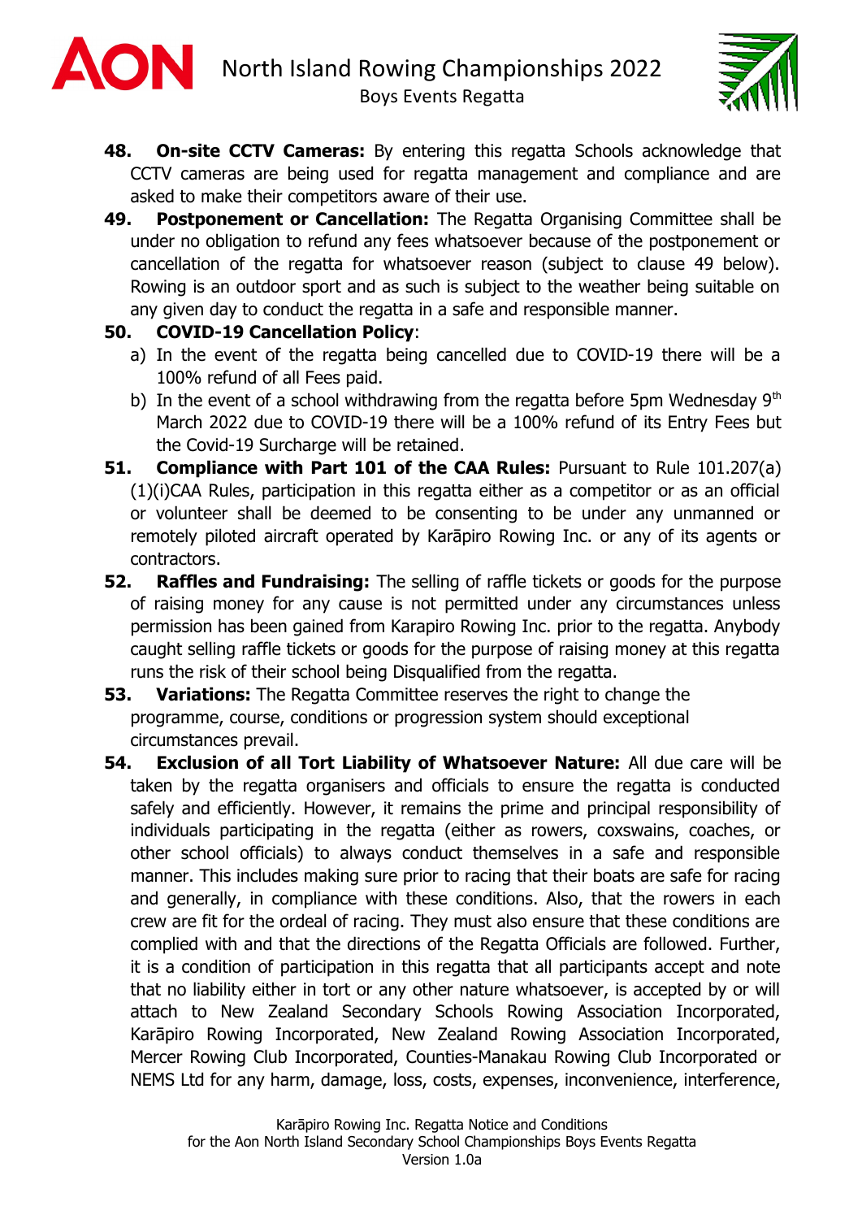48. **On-site CCTV Cameras:** By entering this regatta Schools acknowledge that CCTV cameras are being used for regatta management and compliance and are asked to make their competitors aware of their use.

49. **Postponement or Cancellation:** The Regatta Organising Committee shall be under no obligation to refund any fees whatsoever because of the postponement or cancellation of the regatta for whatsoever reason (subject to clause 49 below). Rowing is an outdoor sport and as such is subject to the weather being suitable on any given day to conduct the regatta in a safe and responsible manner.

50. **COVID-19 Cancellation Policy**:
    a) In the event of the regatta being cancelled due to COVID-19 there will be a 100% refund of all Fees paid.
    b) In the event of a school withdrawing from the regatta before 5pm Wednesday 9th March 2022 due to COVID-19 there will be a 100% refund of its Entry Fees but the Covid-19 Surcharge will be retained.

51. **Compliance with Part 101 of the CAA Rules:** Pursuant to Rule 101.207(a)(1)(i)CAA Rules, participation in this regatta either as a competitor or as an official or volunteer shall be deemed to be consenting to be under any unmanned or remotely piloted aircraft operated by Karāpiro Rowing Inc. or any of its agents or contractors.

52. **Raffles and Fundraising:** The selling of raffle tickets or goods for the purpose of raising money for any cause is not permitted under any circumstances unless permission has been gained from Karapiro Rowing Inc. prior to the regatta. Anybody caught selling raffle tickets or goods for the purpose of raising money at this regatta runs the risk of their school being Disqualified from the regatta.

53. **Variations:** The Regatta Committee reserves the right to change the programme, course, conditions or progression system should exceptional circumstances prevail.

54. **Exclusion of all Tort Liability of Whatsoever Nature:** All due care will be taken by the regatta organisers and officials to ensure the regatta is conducted safely and efficiently. However, it remains the prime and principal responsibility of individuals participating in the regatta (either as rowers, coxswains, coaches, or other school officials) to always conduct themselves in a safe and responsible manner. This includes making sure prior to racing that their boats are safe for racing and generally, in compliance with these conditions. Also, that the rowers in each crew are fit for the ordeal of racing. They must also ensure that these conditions are complied with and that the directions of the Regatta Officials are followed. Further, it is a condition of participation in this regatta that all participants accept and note that no liability either in tort or any other nature whatsoever, is accepted by or will attach to New Zealand Secondary Schools Rowing Association Incorporated, Karāpiro Rowing Incorporated, New Zealand Rowing Association Incorporated, Mercer Rowing Club Incorporated, Counties-Manakau Rowing Club Incorporated or NEMS Ltd for any harm, damage, loss, costs, expenses, inconvenience, interference,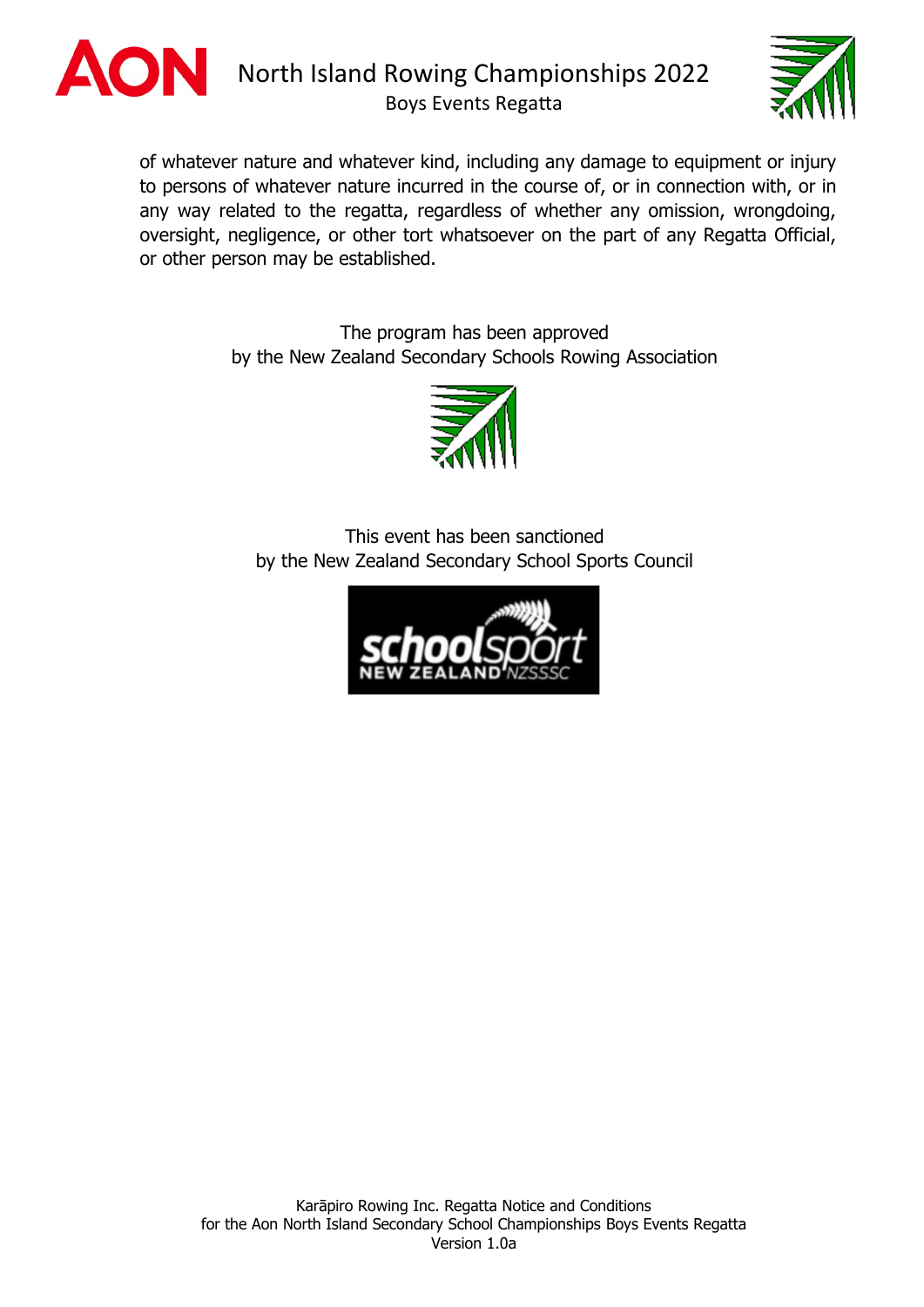of whatever nature and whatever kind, including any damage to equipment or injury to persons of whatever nature incurred in the course of, or in connection with, or in any way related to the regatta, regardless of whether any omission, wrongdoing, oversight, negligence, or other tort whatsoever on the part of any Regatta Official, or other person may be established.

The program has been approved by the New Zealand Secondary Schools Rowing Association

This event has been sanctioned by the New Zealand Secondary School Sports Council